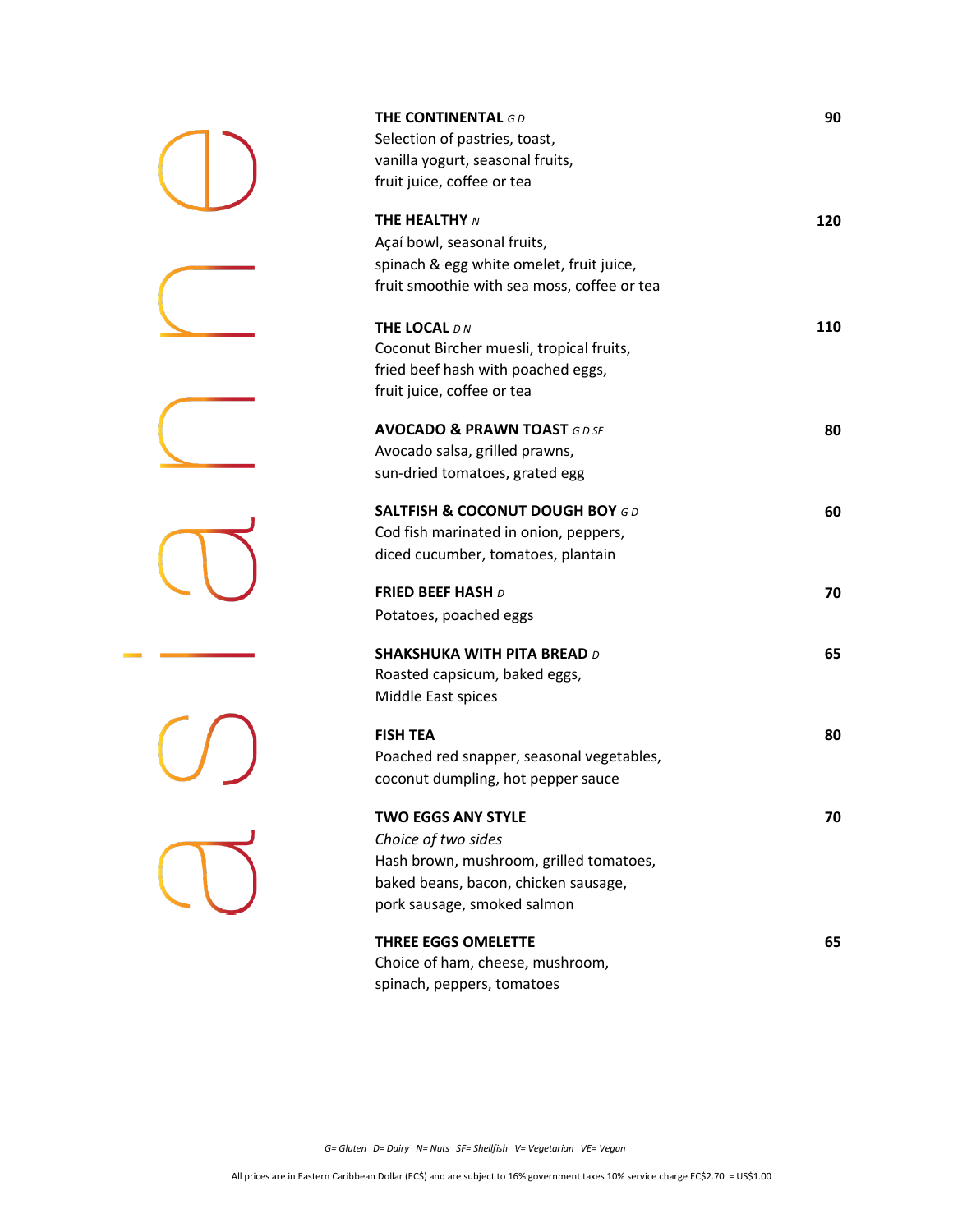asiane

**THE CONTINENTAL** *G D* — **90**
Selection of pastries, toast,
vanilla yogurt, seasonal fruits,
fruit juice, coffee or tea

**THE HEALTHY** *N* — **120**
Açaí bowl, seasonal fruits,
spinach & egg white omelet, fruit juice,
fruit smoothie with sea moss, coffee or tea

**THE LOCAL** *D N* — **110**
Coconut Bircher muesli, tropical fruits,
fried beef hash with poached eggs,
fruit juice, coffee or tea

**AVOCADO & PRAWN TOAST** *G D SF* — **80**
Avocado salsa, grilled prawns,
sun-dried tomatoes, grated egg

**SALTFISH & COCONUT DOUGH BOY** *G D* — **60**
Cod fish marinated in onion, peppers,
diced cucumber, tomatoes, plantain

**FRIED BEEF HASH** *D* — **70**
Potatoes, poached eggs

**SHAKSHUKA WITH PITA BREAD** *D* — **65**
Roasted capsicum, baked eggs,
Middle East spices

**FISH TEA** — **80**
Poached red snapper, seasonal vegetables,
coconut dumpling, hot pepper sauce

**TWO EGGS ANY STYLE** — **70**
*Choice of two sides*
Hash brown, mushroom, grilled tomatoes,
baked beans, bacon, chicken sausage,
pork sausage, smoked salmon

**THREE EGGS OMELETTE** — **65**
Choice of ham, cheese, mushroom,
spinach, peppers, tomatoes

*G= Gluten D= Dairy N= Nuts SF= Shellfish V= Vegetarian VE= Vegan*

All prices are in Eastern Caribbean Dollar (EC$) and are subject to 16% government taxes 10% service charge EC$2.70 = US$1.00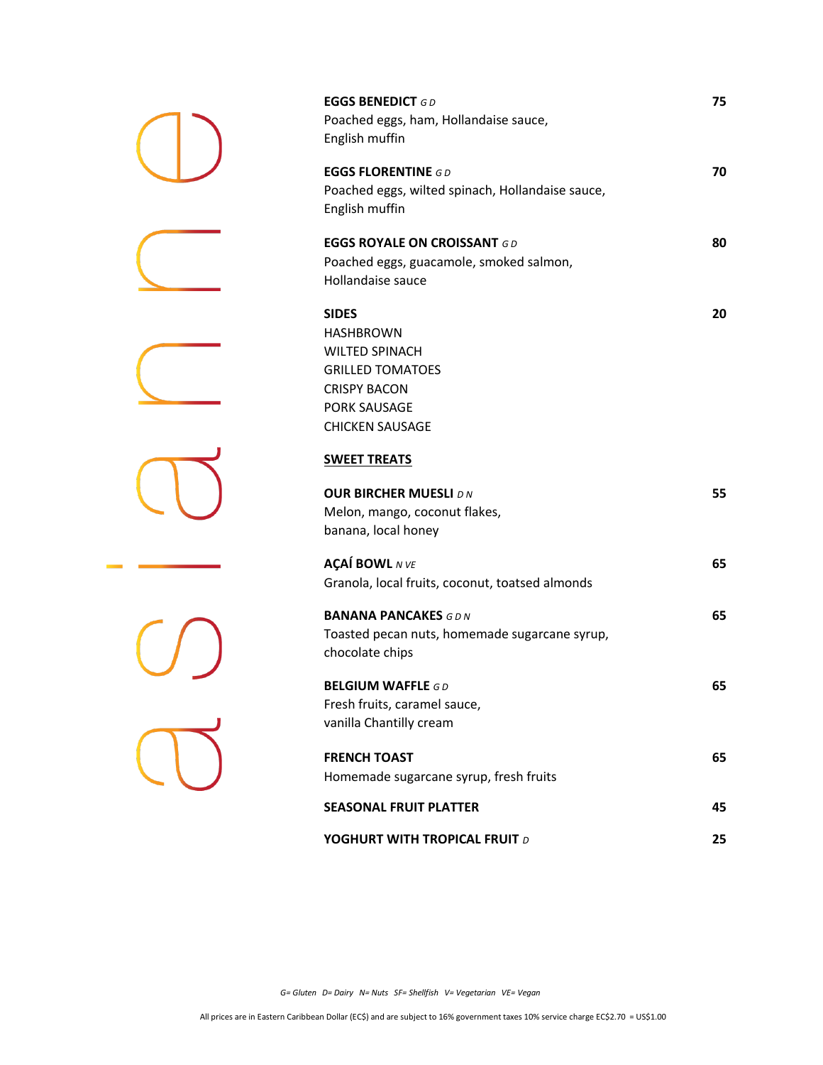**EGGS BENEDICT** *G D* — **75**
Poached eggs, ham, Hollandaise sauce,
English muffin

**EGGS FLORENTINE** *G D* — **70**
Poached eggs, wilted spinach, Hollandaise sauce,
English muffin

**EGGS ROYALE ON CROISSANT** *G D* — **80**
Poached eggs, guacamole, smoked salmon,
Hollandaise sauce

**SIDES** — **20**
HASHBROWN
WILTED SPINACH
GRILLED TOMATOES
CRISPY BACON
PORK SAUSAGE
CHICKEN SAUSAGE

## SWEET TREATS

**OUR BIRCHER MUESLI** *D N* — **55**
Melon, mango, coconut flakes,
banana, local honey

**AÇAÍ BOWL** *N VE* — **65**
Granola, local fruits, coconut, toatsed almonds

**BANANA PANCAKES** *G D N* — **65**
Toasted pecan nuts, homemade sugarcane syrup,
chocolate chips

**BELGIUM WAFFLE** *G D* — **65**
Fresh fruits, caramel sauce,
vanilla Chantilly cream

**FRENCH TOAST** — **65**
Homemade sugarcane syrup, fresh fruits

**SEASONAL FRUIT PLATTER** — **45**

**YOGHURT WITH TROPICAL FRUIT** *D* — **25**

*G= Gluten D= Dairy N= Nuts SF= Shellfish V= Vegetarian VE= Vegan*

All prices are in Eastern Caribbean Dollar (EC$) and are subject to 16% government taxes 10% service charge EC$2.70 = US$1.00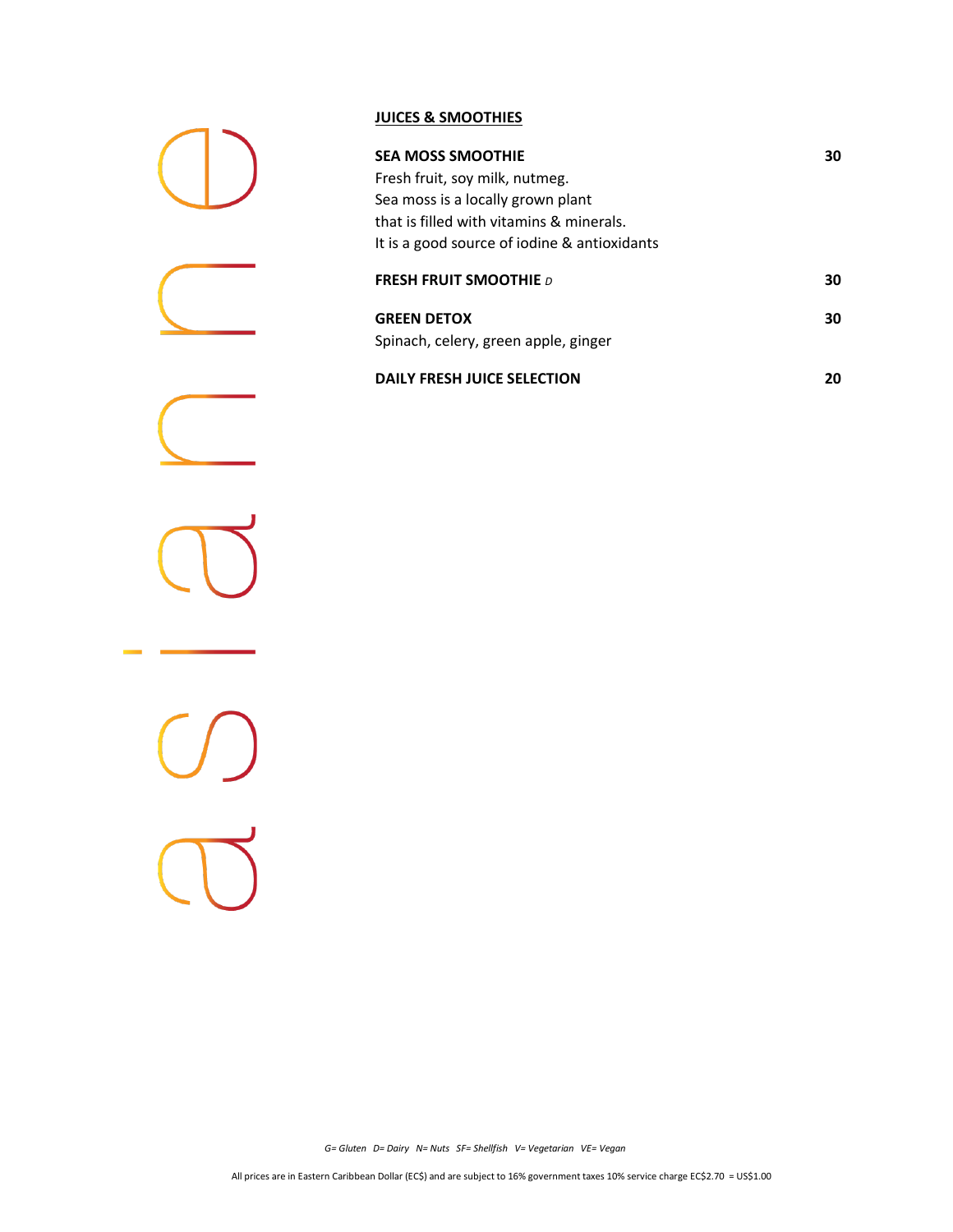## JUICES & SMOOTHIES

**SEA MOSS SMOOTHIE** 30
Fresh fruit, soy milk, nutmeg.
Sea moss is a locally grown plant
that is filled with vitamins & minerals.
It is a good source of iodine & antioxidants

**FRESH FRUIT SMOOTHIE** *D* 30

**GREEN DETOX** 30
Spinach, celery, green apple, ginger

**DAILY FRESH JUICE SELECTION** 20

*G= Gluten D= Dairy N= Nuts SF= Shellfish V= Vegetarian VE= Vegan*

All prices are in Eastern Caribbean Dollar (EC$) and are subject to 16% government taxes 10% service charge EC$2.70 = US$1.00